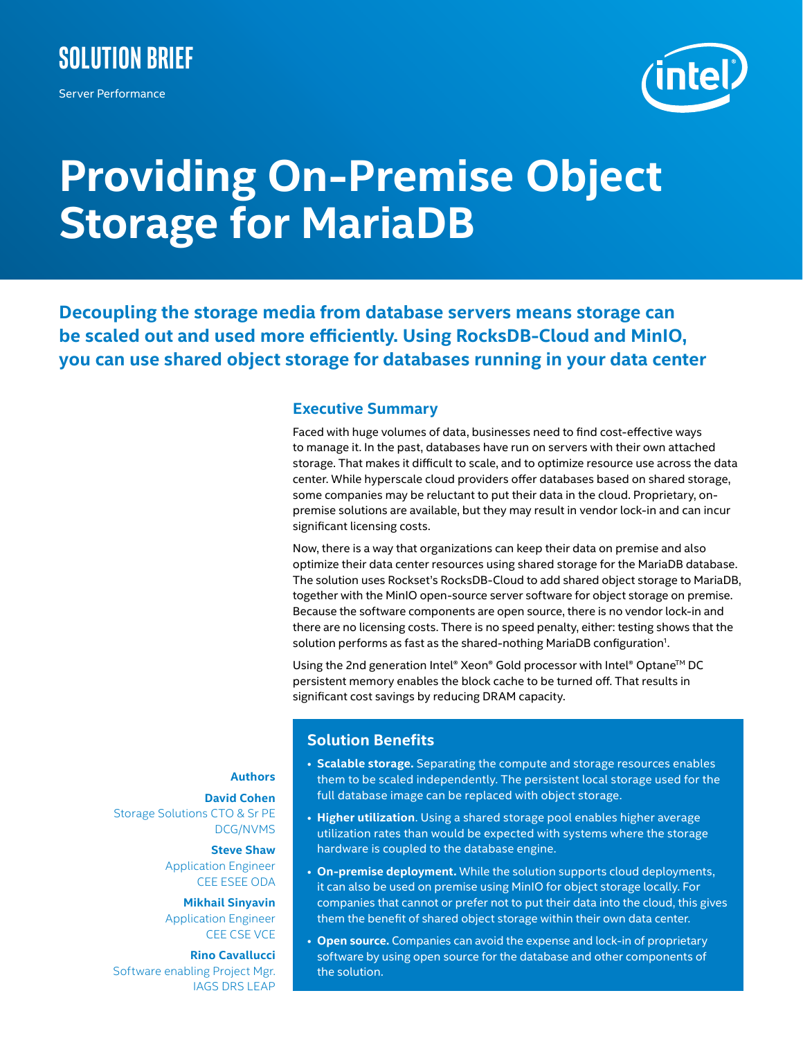SOLUTION BRIEF

Server Performance

# Providing On-Premise Object Storage for MariaDB

**Decoupling the storage media from database servers means storage can be scaled out and used more efficiently. Using RocksDB-Cloud and MinIO, you can use shared object storage for databases running in your data center**

## Executive Summary

Faced with huge volumes of data, businesses need to find cost-effective ways to manage it. In the past, databases have run on servers with their own attached storage. That makes it difficult to scale, and to optimize resource use across the data center. While hyperscale cloud providers offer databases based on shared storage, some companies may be reluctant to put their data in the cloud. Proprietary, on-premise solutions are available, but they may result in vendor lock-in and can incur significant licensing costs.

Now, there is a way that organizations can keep their data on premise and also optimize their data center resources using shared storage for the MariaDB database. The solution uses Rockset's RocksDB-Cloud to add shared object storage to MariaDB, together with the MinIO open-source server software for object storage on premise. Because the software components are open source, there is no vendor lock-in and there are no licensing costs. There is no speed penalty, either: testing shows that the solution performs as fast as the shared-nothing MariaDB configuration[1].

Using the 2nd generation Intel® Xeon® Gold processor with Intel® Optane™ DC persistent memory enables the block cache to be turned off. That results in significant cost savings by reducing DRAM capacity.

## Solution Benefits

- **Scalable storage.** Separating the compute and storage resources enables them to be scaled independently. The persistent local storage used for the full database image can be replaced with object storage.
- **Higher utilization**. Using a shared storage pool enables higher average utilization rates than would be expected with systems where the storage hardware is coupled to the database engine.
- **On-premise deployment.** While the solution supports cloud deployments, it can also be used on premise using MinIO for object storage locally. For companies that cannot or prefer not to put their data into the cloud, this gives them the benefit of shared object storage within their own data center.
- **Open source.** Companies can avoid the expense and lock-in of proprietary software by using open source for the database and other components of the solution.

**Authors**

**David Cohen**
Storage Solutions CTO & Sr PE
DCG/NVMS

**Steve Shaw**
Application Engineer
CEE ESEE ODA

**Mikhail Sinyavin**
Application Engineer
CEE CSE VCE

**Rino Cavallucci**
Software enabling Project Mgr.
IAGS DRS LEAP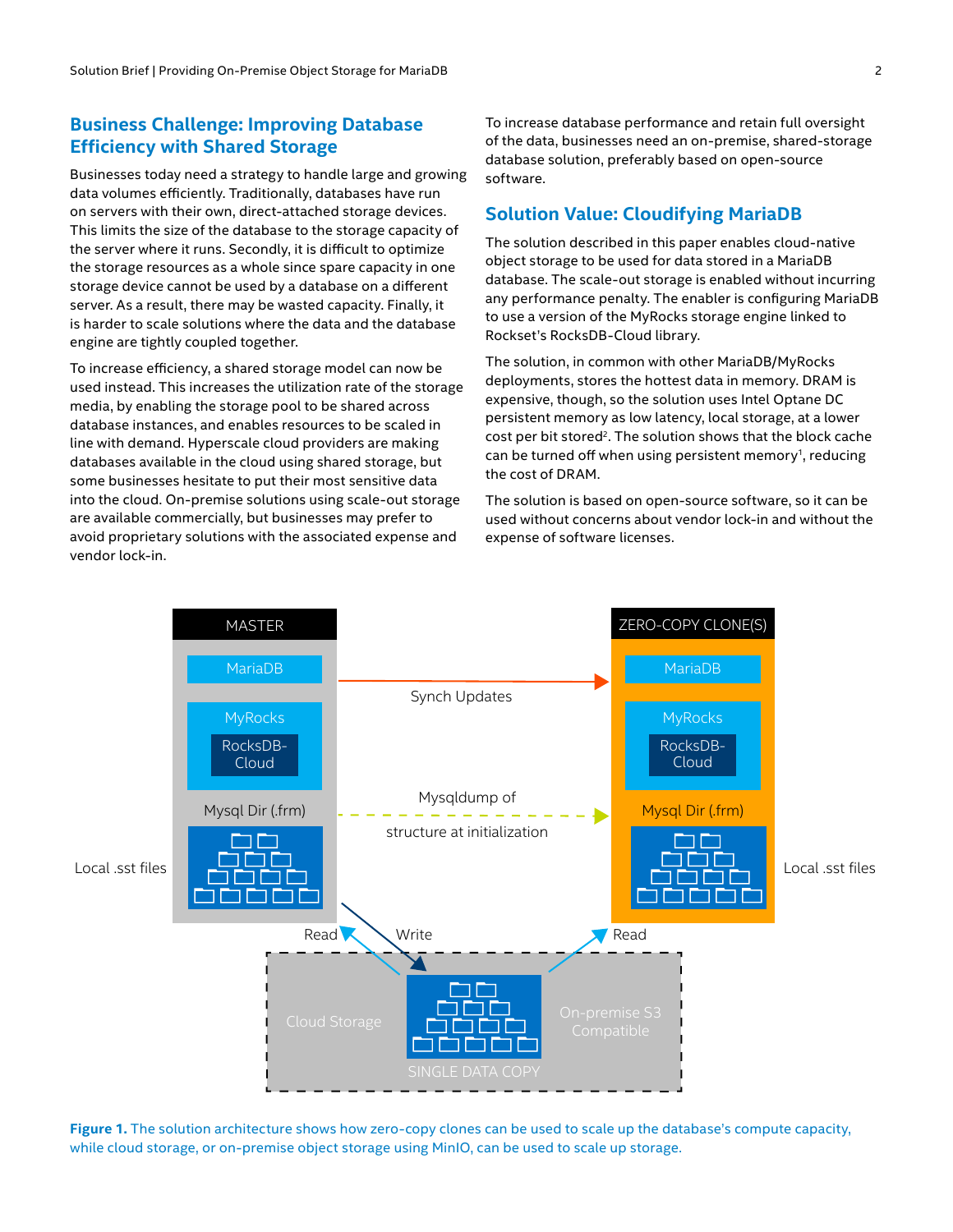## Business Challenge: Improving Database Efficiency with Shared Storage

Businesses today need a strategy to handle large and growing data volumes efficiently. Traditionally, databases have run on servers with their own, direct-attached storage devices. This limits the size of the database to the storage capacity of the server where it runs. Secondly, it is difficult to optimize the storage resources as a whole since spare capacity in one storage device cannot be used by a database on a different server. As a result, there may be wasted capacity. Finally, it is harder to scale solutions where the data and the database engine are tightly coupled together.

To increase efficiency, a shared storage model can now be used instead. This increases the utilization rate of the storage media, by enabling the storage pool to be shared across database instances, and enables resources to be scaled in line with demand. Hyperscale cloud providers are making databases available in the cloud using shared storage, but some businesses hesitate to put their most sensitive data into the cloud. On-premise solutions using scale-out storage are available commercially, but businesses may prefer to avoid proprietary solutions with the associated expense and vendor lock-in.

To increase database performance and retain full oversight of the data, businesses need an on-premise, shared-storage database solution, preferably based on open-source software.

## Solution Value: Cloudifying MariaDB

The solution described in this paper enables cloud-native object storage to be used for data stored in a MariaDB database. The scale-out storage is enabled without incurring any performance penalty. The enabler is configuring MariaDB to use a version of the MyRocks storage engine linked to Rockset's RocksDB-Cloud library.

The solution, in common with other MariaDB/MyRocks deployments, stores the hottest data in memory. DRAM is expensive, though, so the solution uses Intel Optane DC persistent memory as low latency, local storage, at a lower cost per bit stored[2]. The solution shows that the block cache can be turned off when using persistent memory[1], reducing the cost of DRAM.

The solution is based on open-source software, so it can be used without concerns about vendor lock-in and without the expense of software licenses.

MASTER: MariaDB; MyRocks (RocksDB-Cloud); Mysql Dir (.frm); Local .sst files

ZERO-COPY CLONE(S): MariaDB; MyRocks (RocksDB-Cloud); Mysql Dir (.frm); Local .sst files

Synch Updates

Mysqldump of structure at initialization

Read / Write / Read

Cloud Storage — SINGLE DATA COPY — On-premise S3 Compatible

**Figure 1.** The solution architecture shows how zero-copy clones can be used to scale up the database's compute capacity, while cloud storage, or on-premise object storage using MinIO, can be used to scale up storage.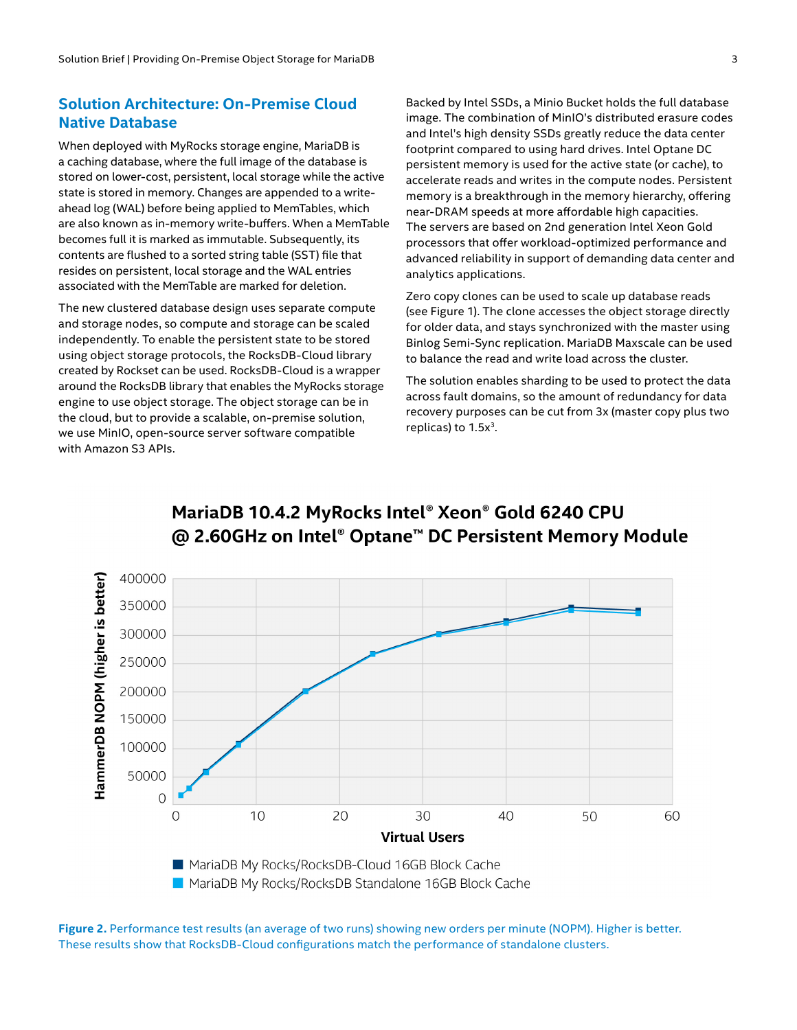## Solution Architecture: On-Premise Cloud Native Database

When deployed with MyRocks storage engine, MariaDB is a caching database, where the full image of the database is stored on lower-cost, persistent, local storage while the active state is stored in memory. Changes are appended to a write-ahead log (WAL) before being applied to MemTables, which are also known as in-memory write-buffers. When a MemTable becomes full it is marked as immutable. Subsequently, its contents are flushed to a sorted string table (SST) file that resides on persistent, local storage and the WAL entries associated with the MemTable are marked for deletion.

The new clustered database design uses separate compute and storage nodes, so compute and storage can be scaled independently. To enable the persistent state to be stored using object storage protocols, the RocksDB-Cloud library created by Rockset can be used. RocksDB-Cloud is a wrapper around the RocksDB library that enables the MyRocks storage engine to use object storage. The object storage can be in the cloud, but to provide a scalable, on-premise solution, we use MinIO, open-source server software compatible with Amazon S3 APIs.

Backed by Intel SSDs, a Minio Bucket holds the full database image. The combination of MinIO's distributed erasure codes and Intel's high density SSDs greatly reduce the data center footprint compared to using hard drives. Intel Optane DC persistent memory is used for the active state (or cache), to accelerate reads and writes in the compute nodes. Persistent memory is a breakthrough in the memory hierarchy, offering near-DRAM speeds at more affordable high capacities. The servers are based on 2nd generation Intel Xeon Gold processors that offer workload-optimized performance and advanced reliability in support of demanding data center and analytics applications.

Zero copy clones can be used to scale up database reads (see Figure 1). The clone accesses the object storage directly for older data, and stays synchronized with the master using Binlog Semi-Sync replication. MariaDB Maxscale can be used to balance the read and write load across the cluster.

The solution enables sharding to be used to protect the data across fault domains, so the amount of redundancy for data recovery purposes can be cut from 3x (master copy plus two replicas) to 1.5x[3].

**MariaDB 10.4.2 MyRocks Intel® Xeon® Gold 6240 CPU @ 2.60GHz on Intel® Optane™ DC Persistent Memory Module**

HammerDB NOPM (higher is better)

Virtual Users

- MariaDB My Rocks/RocksDB-Cloud 16GB Block Cache
- MariaDB My Rocks/RocksDB Standalone 16GB Block Cache

**Figure 2.** Performance test results (an average of two runs) showing new orders per minute (NOPM). Higher is better. These results show that RocksDB-Cloud configurations match the performance of standalone clusters.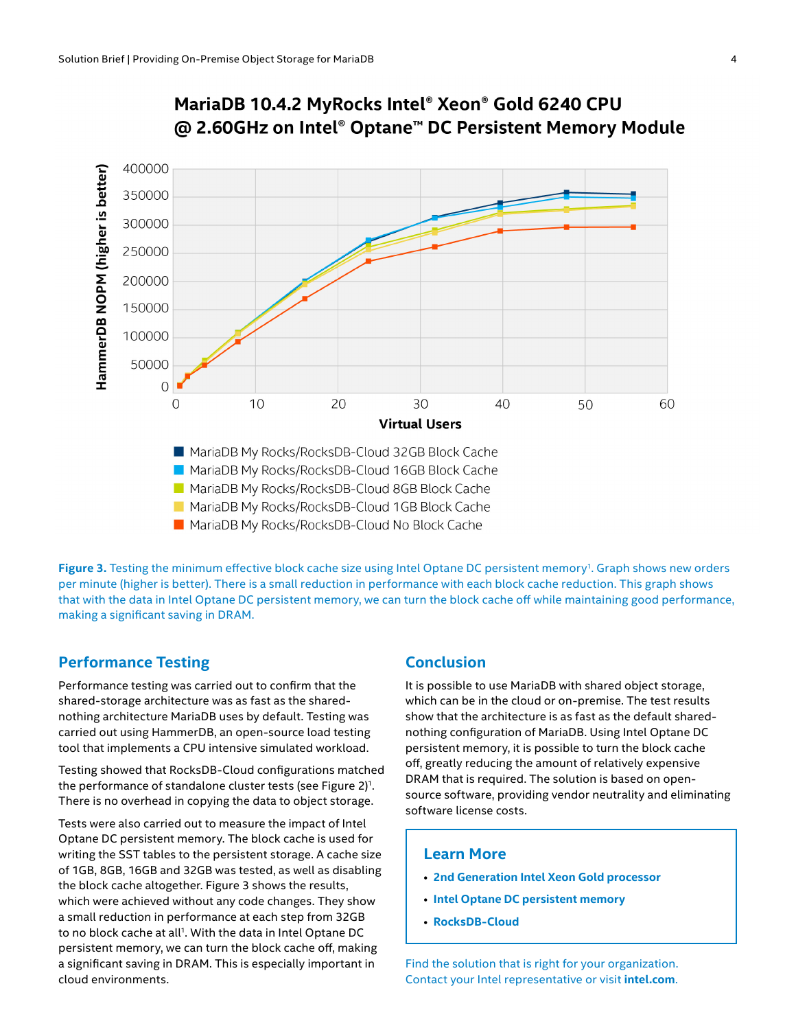## MariaDB 10.4.2 MyRocks Intel® Xeon® Gold 6240 CPU @ 2.60GHz on Intel® Optane™ DC Persistent Memory Module

Figure 3. Testing the minimum effective block cache size using Intel Optane DC persistent memory[1]. Graph shows new orders per minute (higher is better). There is a small reduction in performance with each block cache reduction. This graph shows that with the data in Intel Optane DC persistent memory, we can turn the block cache off while maintaining good performance, making a significant saving in DRAM.

## Performance Testing

Performance testing was carried out to confirm that the shared-storage architecture was as fast as the shared-nothing architecture MariaDB uses by default. Testing was carried out using HammerDB, an open-source load testing tool that implements a CPU intensive simulated workload.

Testing showed that RocksDB-Cloud configurations matched the performance of standalone cluster tests (see Figure 2)[1]. There is no overhead in copying the data to object storage.

Tests were also carried out to measure the impact of Intel Optane DC persistent memory. The block cache is used for writing the SST tables to the persistent storage. A cache size of 1GB, 8GB, 16GB and 32GB was tested, as well as disabling the block cache altogether. Figure 3 shows the results, which were achieved without any code changes. They show a small reduction in performance at each step from 32GB to no block cache at all[1]. With the data in Intel Optane DC persistent memory, we can turn the block cache off, making a significant saving in DRAM. This is especially important in cloud environments.

## Conclusion

It is possible to use MariaDB with shared object storage, which can be in the cloud or on-premise. The test results show that the architecture is as fast as the default shared-nothing configuration of MariaDB. Using Intel Optane DC persistent memory, it is possible to turn the block cache off, greatly reducing the amount of relatively expensive DRAM that is required. The solution is based on open-source software, providing vendor neutrality and eliminating software license costs.

### Learn More

- **2nd Generation Intel Xeon Gold processor**
- **Intel Optane DC persistent memory**
- **RocksDB-Cloud**

Find the solution that is right for your organization. Contact your Intel representative or visit **intel.com**.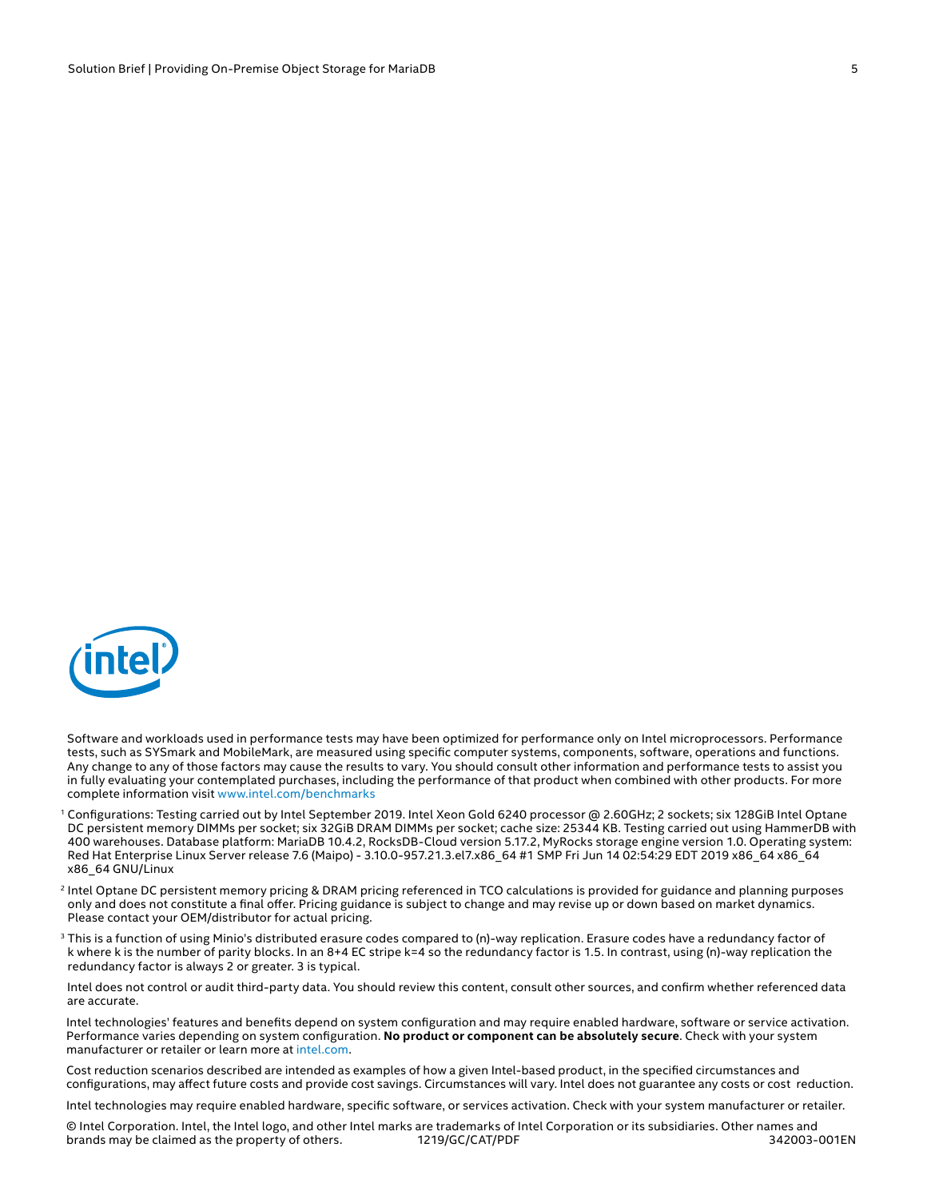Software and workloads used in performance tests may have been optimized for performance only on Intel microprocessors. Performance tests, such as SYSmark and MobileMark, are measured using specific computer systems, components, software, operations and functions. Any change to any of those factors may cause the results to vary. You should consult other information and performance tests to assist you in fully evaluating your contemplated purchases, including the performance of that product when combined with other products. For more complete information visit www.intel.com/benchmarks

[1] Configurations: Testing carried out by Intel September 2019. Intel Xeon Gold 6240 processor @ 2.60GHz; 2 sockets; six 128GiB Intel Optane DC persistent memory DIMMs per socket; six 32GiB DRAM DIMMs per socket; cache size: 25344 KB. Testing carried out using HammerDB with 400 warehouses. Database platform: MariaDB 10.4.2, RocksDB-Cloud version 5.17.2, MyRocks storage engine version 1.0. Operating system: Red Hat Enterprise Linux Server release 7.6 (Maipo) - 3.10.0-957.21.3.el7.x86_64 #1 SMP Fri Jun 14 02:54:29 EDT 2019 x86_64 x86_64 x86_64 GNU/Linux

[2] Intel Optane DC persistent memory pricing & DRAM pricing referenced in TCO calculations is provided for guidance and planning purposes only and does not constitute a final offer. Pricing guidance is subject to change and may revise up or down based on market dynamics. Please contact your OEM/distributor for actual pricing.

[3] This is a function of using Minio's distributed erasure codes compared to (n)-way replication. Erasure codes have a redundancy factor of k where k is the number of parity blocks. In an 8+4 EC stripe k=4 so the redundancy factor is 1.5. In contrast, using (n)-way replication the redundancy factor is always 2 or greater. 3 is typical.

Intel does not control or audit third-party data. You should review this content, consult other sources, and confirm whether referenced data are accurate.

Intel technologies' features and benefits depend on system configuration and may require enabled hardware, software or service activation. Performance varies depending on system configuration. **No product or component can be absolutely secure**. Check with your system manufacturer or retailer or learn more at intel.com.

Cost reduction scenarios described are intended as examples of how a given Intel-based product, in the specified circumstances and configurations, may affect future costs and provide cost savings. Circumstances will vary. Intel does not guarantee any costs or cost reduction.

Intel technologies may require enabled hardware, specific software, or services activation. Check with your system manufacturer or retailer.

© Intel Corporation. Intel, the Intel logo, and other Intel marks are trademarks of Intel Corporation or its subsidiaries. Other names and brands may be claimed as the property of others. 1219/GC/CAT/PDF 342003-001EN